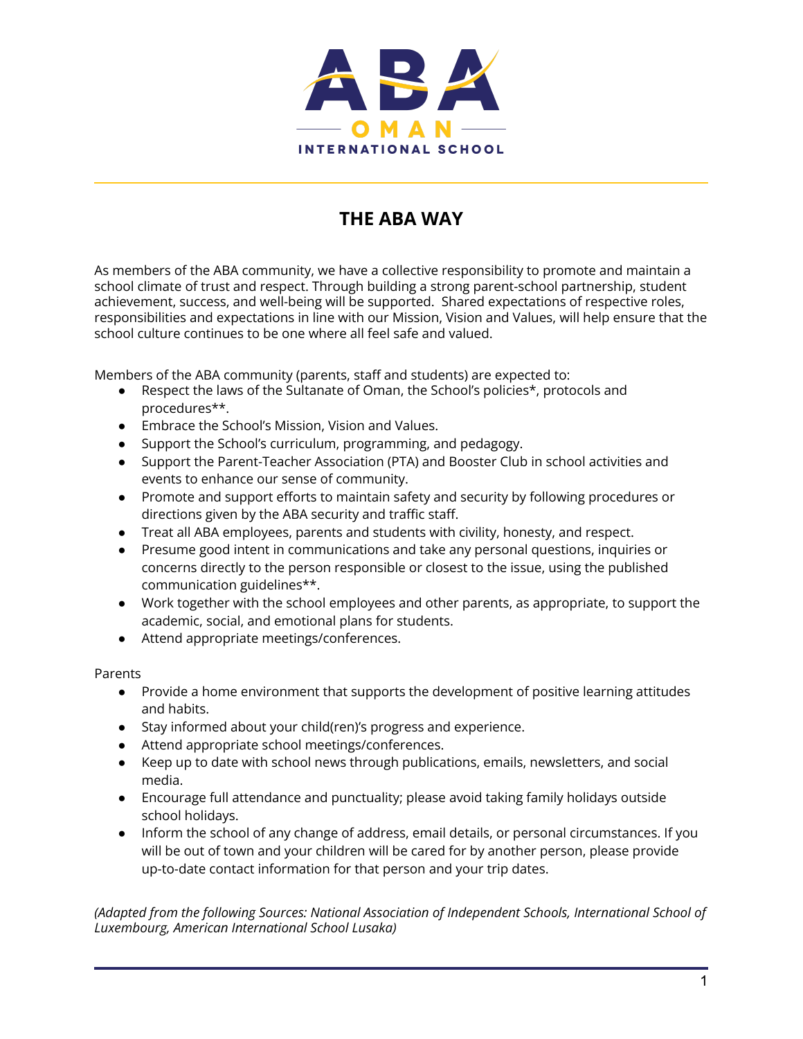ABA OMAN INTERNATIONAL SCHOOL

# THE ABA WAY

As members of the ABA community, we have a collective responsibility to promote and maintain a school climate of trust and respect. Through building a strong parent-school partnership, student achievement, success, and well-being will be supported. Shared expectations of respective roles, responsibilities and expectations in line with our Mission, Vision and Values, will help ensure that the school culture continues to be one where all feel safe and valued.

Members of the ABA community (parents, staff and students) are expected to:

- Respect the laws of the Sultanate of Oman, the School's policies*, protocols and procedures**.
- Embrace the School's Mission, Vision and Values.
- Support the School's curriculum, programming, and pedagogy.
- Support the Parent-Teacher Association (PTA) and Booster Club in school activities and events to enhance our sense of community.
- Promote and support efforts to maintain safety and security by following procedures or directions given by the ABA security and traffic staff.
- Treat all ABA employees, parents and students with civility, honesty, and respect.
- Presume good intent in communications and take any personal questions, inquiries or concerns directly to the person responsible or closest to the issue, using the published communication guidelines**.
- Work together with the school employees and other parents, as appropriate, to support the academic, social, and emotional plans for students.
- Attend appropriate meetings/conferences.

Parents

- Provide a home environment that supports the development of positive learning attitudes and habits.
- Stay informed about your child(ren)'s progress and experience.
- Attend appropriate school meetings/conferences.
- Keep up to date with school news through publications, emails, newsletters, and social media.
- Encourage full attendance and punctuality; please avoid taking family holidays outside school holidays.
- Inform the school of any change of address, email details, or personal circumstances. If you will be out of town and your children will be cared for by another person, please provide up-to-date contact information for that person and your trip dates.

*(Adapted from the following Sources: National Association of Independent Schools, International School of Luxembourg, American International School Lusaka)*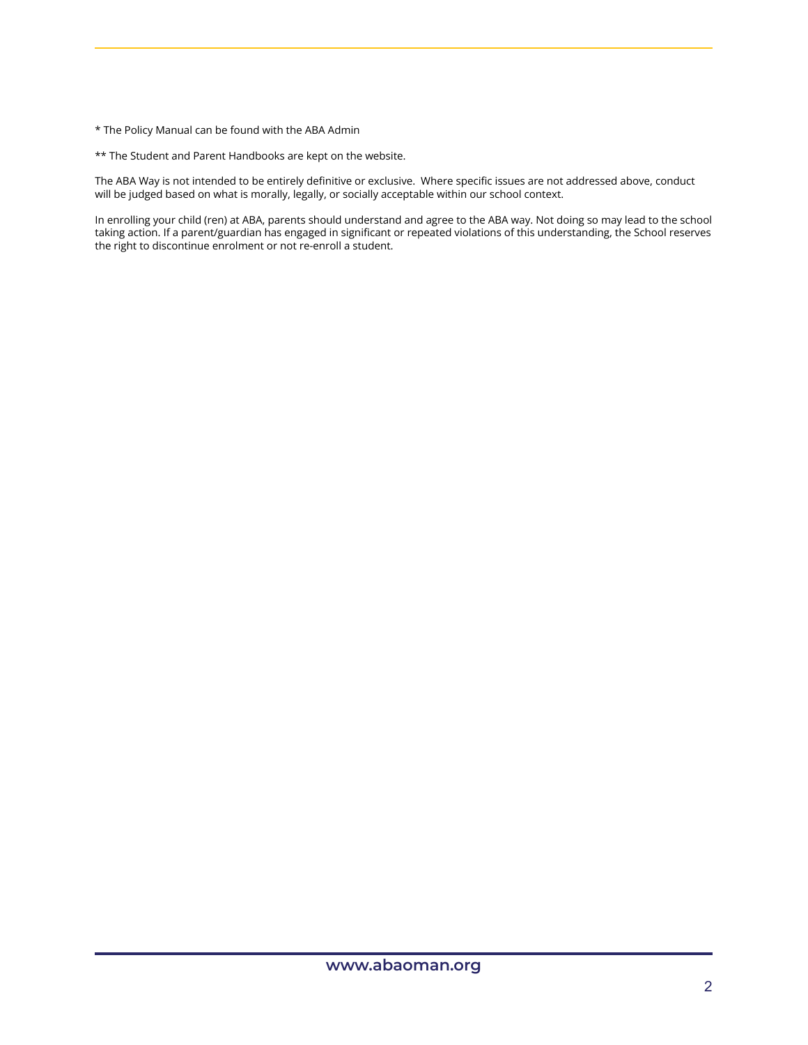* The Policy Manual can be found with the ABA Admin

** The Student and Parent Handbooks are kept on the website.

The ABA Way is not intended to be entirely definitive or exclusive.  Where specific issues are not addressed above, conduct will be judged based on what is morally, legally, or socially acceptable within our school context.

In enrolling your child (ren) at ABA, parents should understand and agree to the ABA way. Not doing so may lead to the school taking action. If a parent/guardian has engaged in significant or repeated violations of this understanding, the School reserves the right to discontinue enrolment or not re-enroll a student.